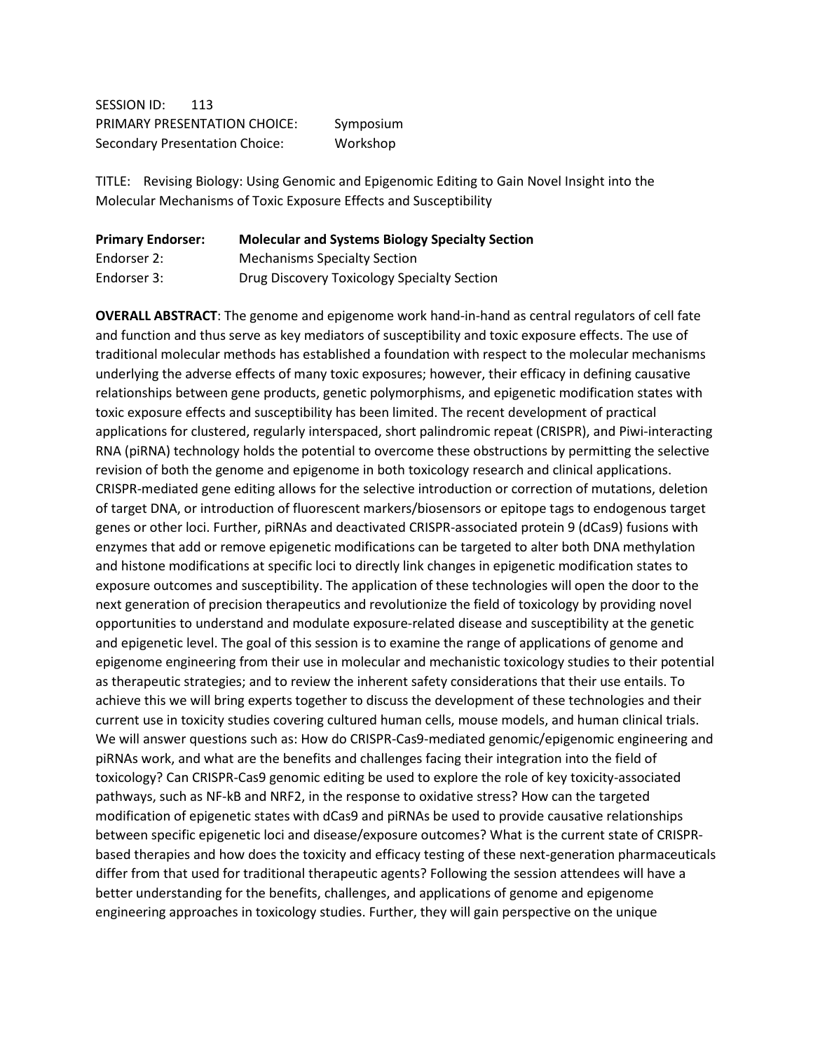SESSION ID: 113
PRIMARY PRESENTATION CHOICE: Symposium
Secondary Presentation Choice: Workshop

TITLE: Revising Biology: Using Genomic and Epigenomic Editing to Gain Novel Insight into the Molecular Mechanisms of Toxic Exposure Effects and Susceptibility

| **Primary Endorser:** | **Molecular and Systems Biology Specialty Section** |
|---|---|
| Endorser 2: | Mechanisms Specialty Section |
| Endorser 3: | Drug Discovery Toxicology Specialty Section |

**OVERALL ABSTRACT**: The genome and epigenome work hand-in-hand as central regulators of cell fate and function and thus serve as key mediators of susceptibility and toxic exposure effects. The use of traditional molecular methods has established a foundation with respect to the molecular mechanisms underlying the adverse effects of many toxic exposures; however, their efficacy in defining causative relationships between gene products, genetic polymorphisms, and epigenetic modification states with toxic exposure effects and susceptibility has been limited. The recent development of practical applications for clustered, regularly interspaced, short palindromic repeat (CRISPR), and Piwi-interacting RNA (piRNA) technology holds the potential to overcome these obstructions by permitting the selective revision of both the genome and epigenome in both toxicology research and clinical applications. CRISPR-mediated gene editing allows for the selective introduction or correction of mutations, deletion of target DNA, or introduction of fluorescent markers/biosensors or epitope tags to endogenous target genes or other loci. Further, piRNAs and deactivated CRISPR-associated protein 9 (dCas9) fusions with enzymes that add or remove epigenetic modifications can be targeted to alter both DNA methylation and histone modifications at specific loci to directly link changes in epigenetic modification states to exposure outcomes and susceptibility. The application of these technologies will open the door to the next generation of precision therapeutics and revolutionize the field of toxicology by providing novel opportunities to understand and modulate exposure-related disease and susceptibility at the genetic and epigenetic level. The goal of this session is to examine the range of applications of genome and epigenome engineering from their use in molecular and mechanistic toxicology studies to their potential as therapeutic strategies; and to review the inherent safety considerations that their use entails. To achieve this we will bring experts together to discuss the development of these technologies and their current use in toxicity studies covering cultured human cells, mouse models, and human clinical trials. We will answer questions such as: How do CRISPR-Cas9-mediated genomic/epigenomic engineering and piRNAs work, and what are the benefits and challenges facing their integration into the field of toxicology? Can CRISPR-Cas9 genomic editing be used to explore the role of key toxicity-associated pathways, such as NF-kB and NRF2, in the response to oxidative stress? How can the targeted modification of epigenetic states with dCas9 and piRNAs be used to provide causative relationships between specific epigenetic loci and disease/exposure outcomes? What is the current state of CRISPR-based therapies and how does the toxicity and efficacy testing of these next-generation pharmaceuticals differ from that used for traditional therapeutic agents? Following the session attendees will have a better understanding for the benefits, challenges, and applications of genome and epigenome engineering approaches in toxicology studies. Further, they will gain perspective on the unique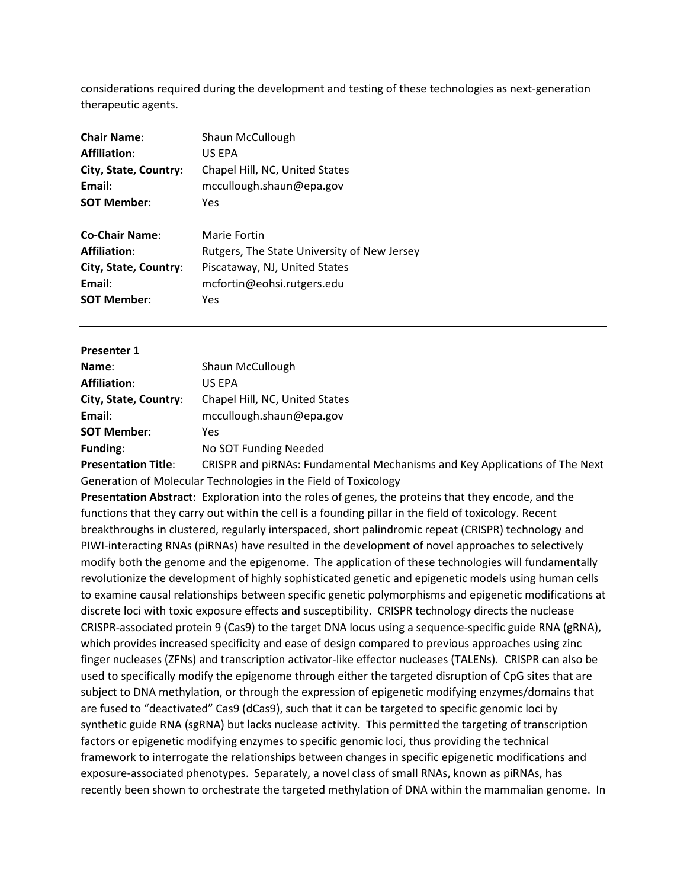considerations required during the development and testing of these technologies as next-generation therapeutic agents.

**Chair Name**: Shaun McCullough
**Affiliation**: US EPA
**City, State, Country**: Chapel Hill, NC, United States
**Email**: mccullough.shaun@epa.gov
**SOT Member**: Yes

**Co-Chair Name**: Marie Fortin
**Affiliation**: Rutgers, The State University of New Jersey
**City, State, Country**: Piscataway, NJ, United States
**Email**: mcfortin@eohsi.rutgers.edu
**SOT Member**: Yes

---

**Presenter 1**
**Name**: Shaun McCullough
**Affiliation**: US EPA
**City, State, Country**: Chapel Hill, NC, United States
**Email**: mccullough.shaun@epa.gov
**SOT Member**: Yes
**Funding**: No SOT Funding Needed
**Presentation Title**: CRISPR and piRNAs: Fundamental Mechanisms and Key Applications of The Next Generation of Molecular Technologies in the Field of Toxicology
**Presentation Abstract**: Exploration into the roles of genes, the proteins that they encode, and the functions that they carry out within the cell is a founding pillar in the field of toxicology. Recent breakthroughs in clustered, regularly interspaced, short palindromic repeat (CRISPR) technology and PIWI-interacting RNAs (piRNAs) have resulted in the development of novel approaches to selectively modify both the genome and the epigenome. The application of these technologies will fundamentally revolutionize the development of highly sophisticated genetic and epigenetic models using human cells to examine causal relationships between specific genetic polymorphisms and epigenetic modifications at discrete loci with toxic exposure effects and susceptibility. CRISPR technology directs the nuclease CRISPR-associated protein 9 (Cas9) to the target DNA locus using a sequence-specific guide RNA (gRNA), which provides increased specificity and ease of design compared to previous approaches using zinc finger nucleases (ZFNs) and transcription activator-like effector nucleases (TALENs). CRISPR can also be used to specifically modify the epigenome through either the targeted disruption of CpG sites that are subject to DNA methylation, or through the expression of epigenetic modifying enzymes/domains that are fused to "deactivated" Cas9 (dCas9), such that it can be targeted to specific genomic loci by synthetic guide RNA (sgRNA) but lacks nuclease activity. This permitted the targeting of transcription factors or epigenetic modifying enzymes to specific genomic loci, thus providing the technical framework to interrogate the relationships between changes in specific epigenetic modifications and exposure-associated phenotypes. Separately, a novel class of small RNAs, known as piRNAs, has recently been shown to orchestrate the targeted methylation of DNA within the mammalian genome. In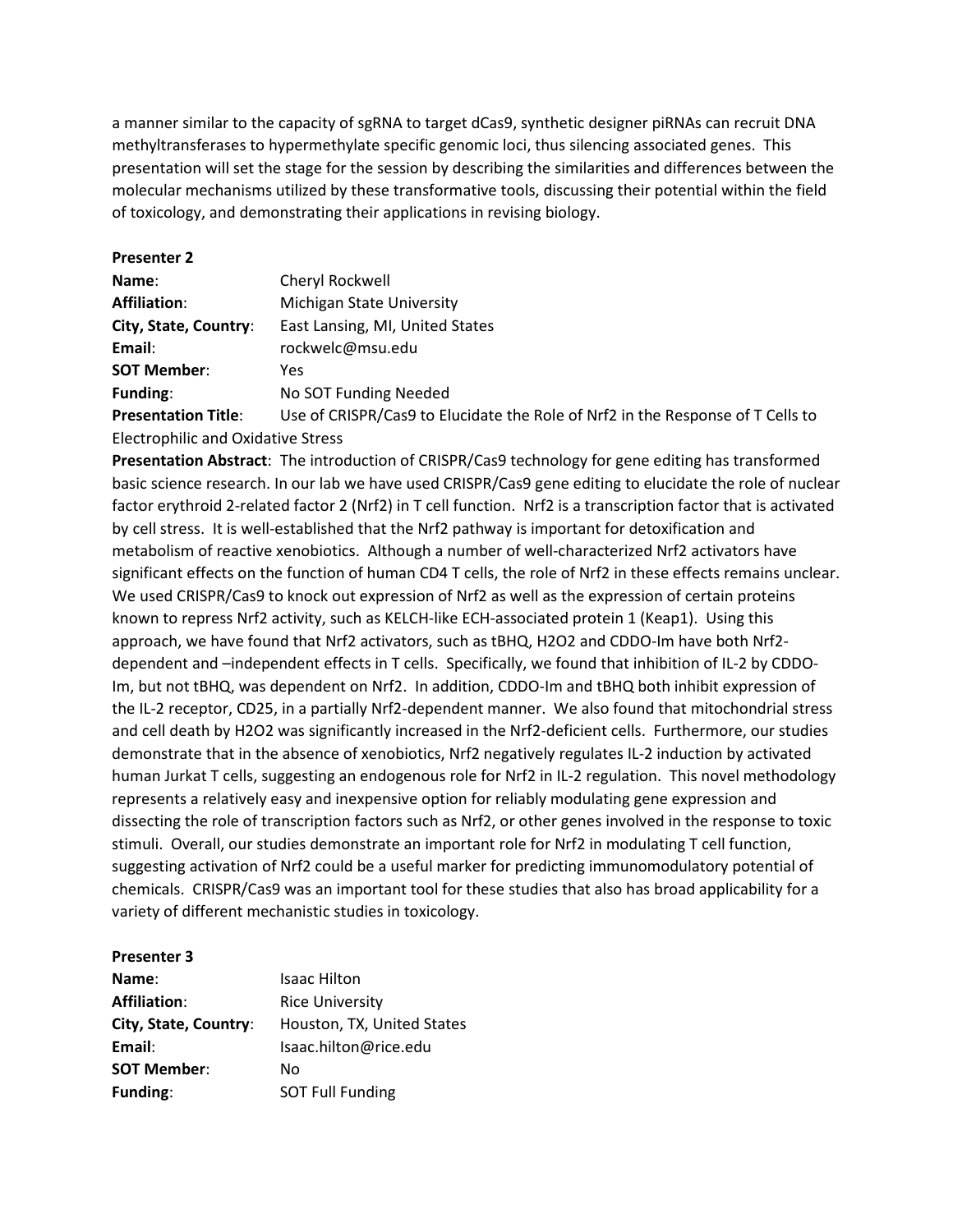a manner similar to the capacity of sgRNA to target dCas9, synthetic designer piRNAs can recruit DNA methyltransferases to hypermethylate specific genomic loci, thus silencing associated genes. This presentation will set the stage for the session by describing the similarities and differences between the molecular mechanisms utilized by these transformative tools, discussing their potential within the field of toxicology, and demonstrating their applications in revising biology.

**Presenter 2**

**Name**: Cheryl Rockwell
**Affiliation**: Michigan State University
**City, State, Country**: East Lansing, MI, United States
**Email**: rockwelc@msu.edu
**SOT Member**: Yes
**Funding**: No SOT Funding Needed
**Presentation Title**: Use of CRISPR/Cas9 to Elucidate the Role of Nrf2 in the Response of T Cells to Electrophilic and Oxidative Stress

**Presentation Abstract**: The introduction of CRISPR/Cas9 technology for gene editing has transformed basic science research. In our lab we have used CRISPR/Cas9 gene editing to elucidate the role of nuclear factor erythroid 2-related factor 2 (Nrf2) in T cell function. Nrf2 is a transcription factor that is activated by cell stress. It is well-established that the Nrf2 pathway is important for detoxification and metabolism of reactive xenobiotics. Although a number of well-characterized Nrf2 activators have significant effects on the function of human CD4 T cells, the role of Nrf2 in these effects remains unclear. We used CRISPR/Cas9 to knock out expression of Nrf2 as well as the expression of certain proteins known to repress Nrf2 activity, such as KELCH-like ECH-associated protein 1 (Keap1). Using this approach, we have found that Nrf2 activators, such as tBHQ, $H_2O_2$ and CDDO-Im have both Nrf2-dependent and –independent effects in T cells. Specifically, we found that inhibition of IL-2 by CDDO-Im, but not tBHQ, was dependent on Nrf2. In addition, CDDO-Im and tBHQ both inhibit expression of the IL-2 receptor, CD25, in a partially Nrf2-dependent manner. We also found that mitochondrial stress and cell death by $H_2O_2$ was significantly increased in the Nrf2-deficient cells. Furthermore, our studies demonstrate that in the absence of xenobiotics, Nrf2 negatively regulates IL-2 induction by activated human Jurkat T cells, suggesting an endogenous role for Nrf2 in IL-2 regulation. This novel methodology represents a relatively easy and inexpensive option for reliably modulating gene expression and dissecting the role of transcription factors such as Nrf2, or other genes involved in the response to toxic stimuli. Overall, our studies demonstrate an important role for Nrf2 in modulating T cell function, suggesting activation of Nrf2 could be a useful marker for predicting immunomodulatory potential of chemicals. CRISPR/Cas9 was an important tool for these studies that also has broad applicability for a variety of different mechanistic studies in toxicology.

**Presenter 3**

**Name**: Isaac Hilton
**Affiliation**: Rice University
**City, State, Country**: Houston, TX, United States
**Email**: Isaac.hilton@rice.edu
**SOT Member**: No
**Funding**: SOT Full Funding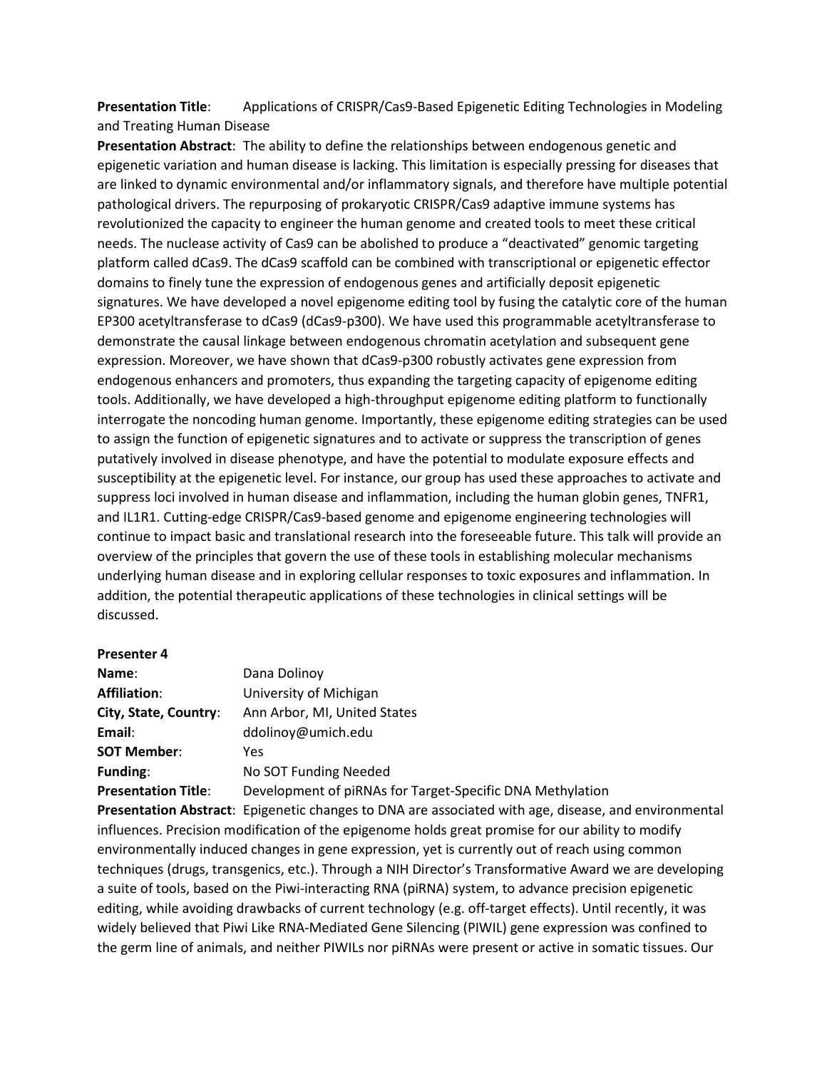**Presentation Title**: Applications of CRISPR/Cas9-Based Epigenetic Editing Technologies in Modeling and Treating Human Disease

**Presentation Abstract**: The ability to define the relationships between endogenous genetic and epigenetic variation and human disease is lacking. This limitation is especially pressing for diseases that are linked to dynamic environmental and/or inflammatory signals, and therefore have multiple potential pathological drivers. The repurposing of prokaryotic CRISPR/Cas9 adaptive immune systems has revolutionized the capacity to engineer the human genome and created tools to meet these critical needs. The nuclease activity of Cas9 can be abolished to produce a "deactivated" genomic targeting platform called dCas9. The dCas9 scaffold can be combined with transcriptional or epigenetic effector domains to finely tune the expression of endogenous genes and artificially deposit epigenetic signatures. We have developed a novel epigenome editing tool by fusing the catalytic core of the human EP300 acetyltransferase to dCas9 (dCas9-p300). We have used this programmable acetyltransferase to demonstrate the causal linkage between endogenous chromatin acetylation and subsequent gene expression. Moreover, we have shown that dCas9-p300 robustly activates gene expression from endogenous enhancers and promoters, thus expanding the targeting capacity of epigenome editing tools. Additionally, we have developed a high-throughput epigenome editing platform to functionally interrogate the noncoding human genome. Importantly, these epigenome editing strategies can be used to assign the function of epigenetic signatures and to activate or suppress the transcription of genes putatively involved in disease phenotype, and have the potential to modulate exposure effects and susceptibility at the epigenetic level. For instance, our group has used these approaches to activate and suppress loci involved in human disease and inflammation, including the human globin genes, TNFR1, and IL1R1. Cutting-edge CRISPR/Cas9-based genome and epigenome engineering technologies will continue to impact basic and translational research into the foreseeable future. This talk will provide an overview of the principles that govern the use of these tools in establishing molecular mechanisms underlying human disease and in exploring cellular responses to toxic exposures and inflammation. In addition, the potential therapeutic applications of these technologies in clinical settings will be discussed.

**Presenter 4**

| | |
|---|---|
| **Name**: | Dana Dolinoy |
| **Affiliation**: | University of Michigan |
| **City, State, Country**: | Ann Arbor, MI, United States |
| **Email**: | ddolinoy@umich.edu |
| **SOT Member**: | Yes |
| **Funding**: | No SOT Funding Needed |
| **Presentation Title**: | Development of piRNAs for Target-Specific DNA Methylation |

**Presentation Abstract**: Epigenetic changes to DNA are associated with age, disease, and environmental influences. Precision modification of the epigenome holds great promise for our ability to modify environmentally induced changes in gene expression, yet is currently out of reach using common techniques (drugs, transgenics, etc.). Through a NIH Director's Transformative Award we are developing a suite of tools, based on the Piwi-interacting RNA (piRNA) system, to advance precision epigenetic editing, while avoiding drawbacks of current technology (e.g. off-target effects). Until recently, it was widely believed that Piwi Like RNA-Mediated Gene Silencing (PIWIL) gene expression was confined to the germ line of animals, and neither PIWILs nor piRNAs were present or active in somatic tissues. Our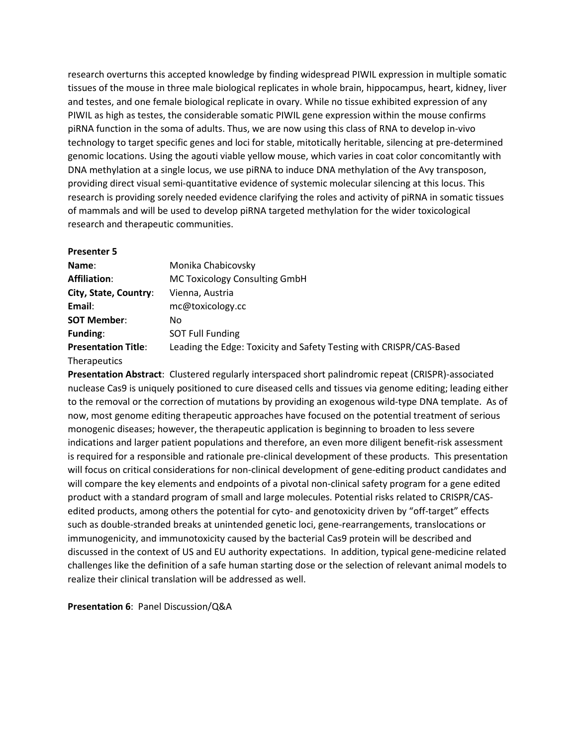research overturns this accepted knowledge by finding widespread PIWIL expression in multiple somatic tissues of the mouse in three male biological replicates in whole brain, hippocampus, heart, kidney, liver and testes, and one female biological replicate in ovary. While no tissue exhibited expression of any PIWIL as high as testes, the considerable somatic PIWIL gene expression within the mouse confirms piRNA function in the soma of adults. Thus, we are now using this class of RNA to develop in-vivo technology to target specific genes and loci for stable, mitotically heritable, silencing at pre-determined genomic locations. Using the agouti viable yellow mouse, which varies in coat color concomitantly with DNA methylation at a single locus, we use piRNA to induce DNA methylation of the Avy transposon, providing direct visual semi-quantitative evidence of systemic molecular silencing at this locus. This research is providing sorely needed evidence clarifying the roles and activity of piRNA in somatic tissues of mammals and will be used to develop piRNA targeted methylation for the wider toxicological research and therapeutic communities.

**Presenter 5**

**Name**: Monika Chabicovsky
**Affiliation**: MC Toxicology Consulting GmbH
**City, State, Country**: Vienna, Austria
**Email**: mc@toxicology.cc
**SOT Member**: No
**Funding**: SOT Full Funding
**Presentation Title**: Leading the Edge: Toxicity and Safety Testing with CRISPR/CAS-Based Therapeutics

**Presentation Abstract**: Clustered regularly interspaced short palindromic repeat (CRISPR)-associated nuclease Cas9 is uniquely positioned to cure diseased cells and tissues via genome editing; leading either to the removal or the correction of mutations by providing an exogenous wild-type DNA template. As of now, most genome editing therapeutic approaches have focused on the potential treatment of serious monogenic diseases; however, the therapeutic application is beginning to broaden to less severe indications and larger patient populations and therefore, an even more diligent benefit-risk assessment is required for a responsible and rationale pre-clinical development of these products. This presentation will focus on critical considerations for non-clinical development of gene-editing product candidates and will compare the key elements and endpoints of a pivotal non-clinical safety program for a gene edited product with a standard program of small and large molecules. Potential risks related to CRISPR/CAS-edited products, among others the potential for cyto- and genotoxicity driven by "off-target" effects such as double-stranded breaks at unintended genetic loci, gene-rearrangements, translocations or immunogenicity, and immunotoxicity caused by the bacterial Cas9 protein will be described and discussed in the context of US and EU authority expectations. In addition, typical gene-medicine related challenges like the definition of a safe human starting dose or the selection of relevant animal models to realize their clinical translation will be addressed as well.

**Presentation 6**: Panel Discussion/Q&A